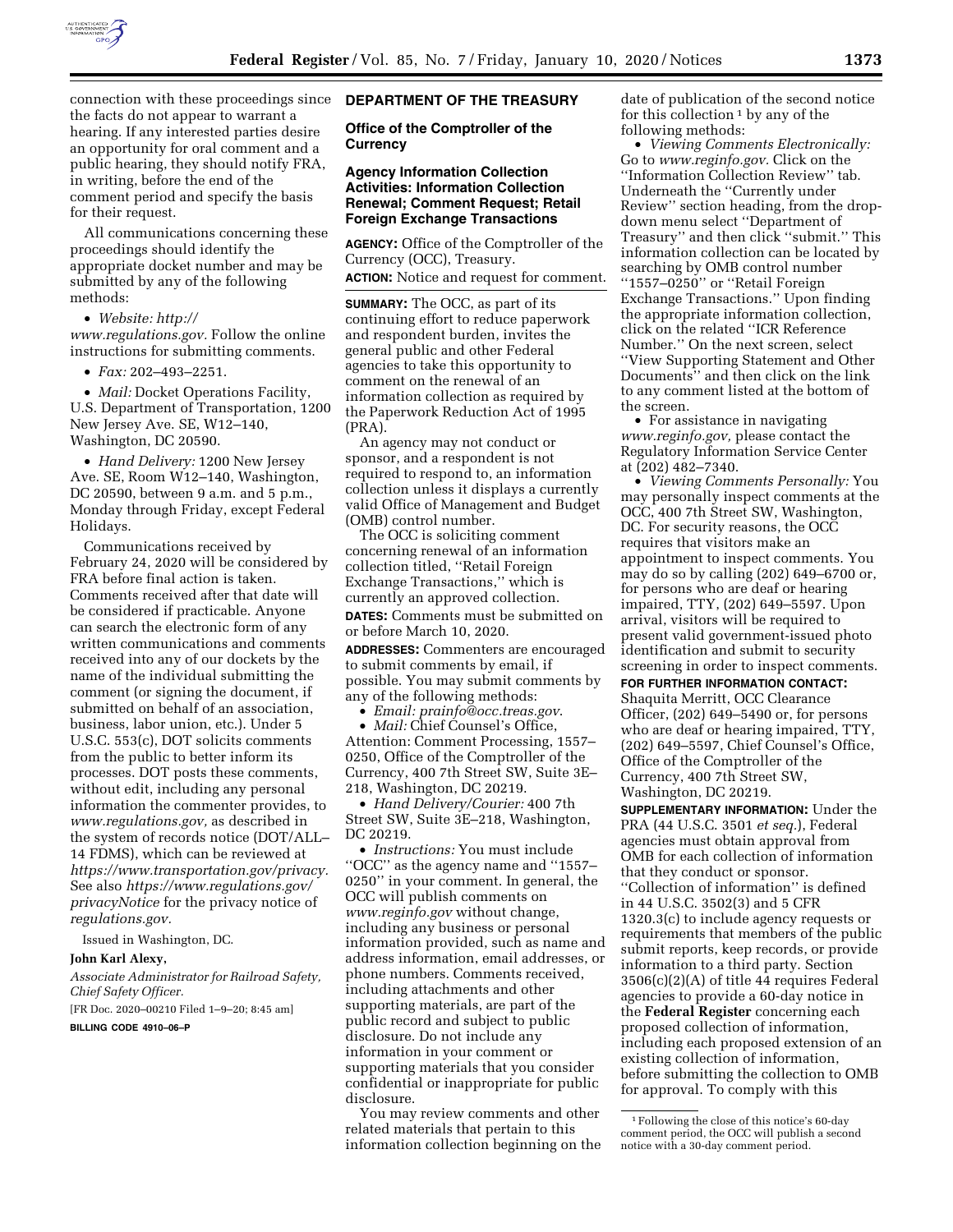connection with these proceedings since the facts do not appear to warrant a hearing. If any interested parties desire an opportunity for oral comment and a public hearing, they should notify FRA, in writing, before the end of the comment period and specify the basis for their request.

All communications concerning these proceedings should identify the appropriate docket number and may be submitted by any of the following methods:

- *Website: http://www.regulations.gov*. Follow the online instructions for submitting comments.
- *Fax:* 202–493–2251.
- *Mail:* Docket Operations Facility, U.S. Department of Transportation, 1200 New Jersey Ave. SE, W12–140, Washington, DC 20590.
- *Hand Delivery:* 1200 New Jersey Ave. SE, Room W12–140, Washington, DC 20590, between 9 a.m. and 5 p.m., Monday through Friday, except Federal Holidays.

Communications received by February 24, 2020 will be considered by FRA before final action is taken. Comments received after that date will be considered if practicable. Anyone can search the electronic form of any written communications and comments received into any of our dockets by the name of the individual submitting the comment (or signing the document, if submitted on behalf of an association, business, labor union, etc.). Under 5 U.S.C. 553(c), DOT solicits comments from the public to better inform its processes. DOT posts these comments, without edit, including any personal information the commenter provides, to *www.regulations.gov,* as described in the system of records notice (DOT/ALL–14 FDMS), which can be reviewed at *https://www.transportation.gov/privacy.* See also *https://www.regulations.gov/privacyNotice* for the privacy notice of *regulations.gov.*

Issued in Washington, DC.

**John Karl Alexy,**

*Associate Administrator for Railroad Safety, Chief Safety Officer.*

[FR Doc. 2020–00210 Filed 1–9–20; 8:45 am]

**BILLING CODE 4910–06–P**

# DEPARTMENT OF THE TREASURY

## Office of the Comptroller of the Currency

### Agency Information Collection Activities: Information Collection Renewal; Comment Request; Retail Foreign Exchange Transactions

**AGENCY:** Office of the Comptroller of the Currency (OCC), Treasury.

**ACTION:** Notice and request for comment.

**SUMMARY:** The OCC, as part of its continuing effort to reduce paperwork and respondent burden, invites the general public and other Federal agencies to take this opportunity to comment on the renewal of an information collection as required by the Paperwork Reduction Act of 1995 (PRA).

An agency may not conduct or sponsor, and a respondent is not required to respond to, an information collection unless it displays a currently valid Office of Management and Budget (OMB) control number.

The OCC is soliciting comment concerning renewal of an information collection titled, ''Retail Foreign Exchange Transactions,'' which is currently an approved collection.

**DATES:** Comments must be submitted on or before March 10, 2020.

**ADDRESSES:** Commenters are encouraged to submit comments by email, if possible. You may submit comments by any of the following methods:

- *Email: prainfo@occ.treas.gov*.
- *Mail:* Chief Counsel's Office, Attention: Comment Processing, 1557–0250, Office of the Comptroller of the Currency, 400 7th Street SW, Suite 3E–218, Washington, DC 20219.
- *Hand Delivery/Courier:* 400 7th Street SW, Suite 3E–218, Washington, DC 20219.
- *Instructions:* You must include ''OCC'' as the agency name and ''1557–0250'' in your comment. In general, the OCC will publish comments on *www.reginfo.gov* without change, including any business or personal information provided, such as name and address information, email addresses, or phone numbers. Comments received, including attachments and other supporting materials, are part of the public record and subject to public disclosure. Do not include any information in your comment or supporting materials that you consider confidential or inappropriate for public disclosure.

You may review comments and other related materials that pertain to this information collection beginning on the date of publication of the second notice for this collection [1] by any of the following methods:

- *Viewing Comments Electronically:* Go to *www.reginfo.gov.* Click on the ''Information Collection Review'' tab. Underneath the ''Currently under Review'' section heading, from the drop-down menu select ''Department of Treasury'' and then click ''submit.'' This information collection can be located by searching by OMB control number ''1557–0250'' or ''Retail Foreign Exchange Transactions.'' Upon finding the appropriate information collection, click on the related ''ICR Reference Number.'' On the next screen, select ''View Supporting Statement and Other Documents'' and then click on the link to any comment listed at the bottom of the screen.
- For assistance in navigating *www.reginfo.gov,* please contact the Regulatory Information Service Center at (202) 482–7340.
- *Viewing Comments Personally:* You may personally inspect comments at the OCC, 400 7th Street SW, Washington, DC. For security reasons, the OCC requires that visitors make an appointment to inspect comments. You may do so by calling (202) 649–6700 or, for persons who are deaf or hearing impaired, TTY, (202) 649–5597. Upon arrival, visitors will be required to present valid government-issued photo identification and submit to security screening in order to inspect comments.

**FOR FURTHER INFORMATION CONTACT:** Shaquita Merritt, OCC Clearance Officer, (202) 649–5490 or, for persons who are deaf or hearing impaired, TTY, (202) 649–5597, Chief Counsel's Office, Office of the Comptroller of the Currency, 400 7th Street SW, Washington, DC 20219.

**SUPPLEMENTARY INFORMATION:** Under the PRA (44 U.S.C. 3501 *et seq.*), Federal agencies must obtain approval from OMB for each collection of information that they conduct or sponsor. ''Collection of information'' is defined in 44 U.S.C. 3502(3) and 5 CFR 1320.3(c) to include agency requests or requirements that members of the public submit reports, keep records, or provide information to a third party. Section 3506(c)(2)(A) of title 44 requires Federal agencies to provide a 60-day notice in the **Federal Register** concerning each proposed collection of information, including each proposed extension of an existing collection of information, before submitting the collection to OMB for approval. To comply with this

[1] Following the close of this notice's 60-day comment period, the OCC will publish a second notice with a 30-day comment period.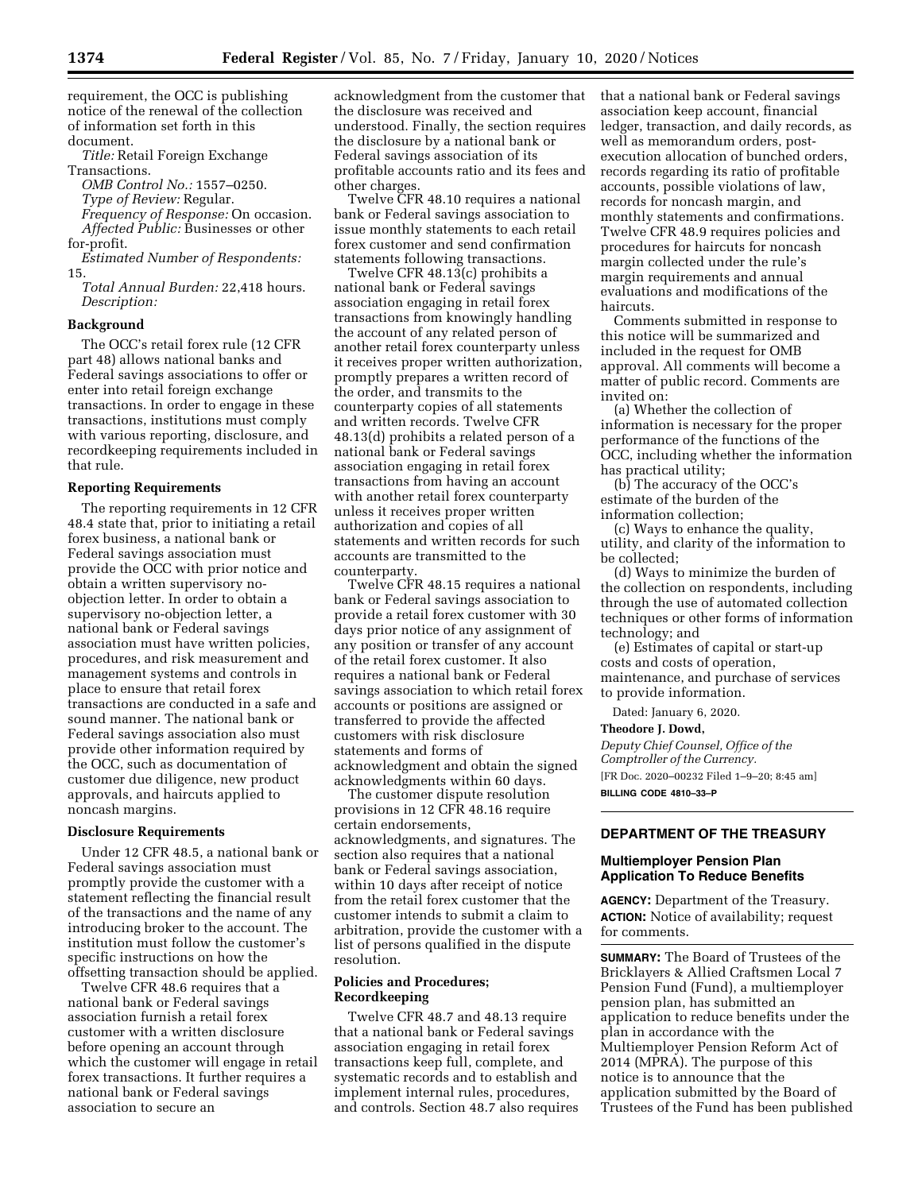requirement, the OCC is publishing notice of the renewal of the collection of information set forth in this document.

*Title:* Retail Foreign Exchange Transactions.

*OMB Control No.:* 1557–0250.

*Type of Review:* Regular.

*Frequency of Response:* On occasion.

*Affected Public:* Businesses or other for-profit.

*Estimated Number of Respondents:* 15.

*Total Annual Burden:* 22,418 hours.

*Description:*

**Background**

The OCC's retail forex rule (12 CFR part 48) allows national banks and Federal savings associations to offer or enter into retail foreign exchange transactions. In order to engage in these transactions, institutions must comply with various reporting, disclosure, and recordkeeping requirements included in that rule.

**Reporting Requirements**

The reporting requirements in 12 CFR 48.4 state that, prior to initiating a retail forex business, a national bank or Federal savings association must provide the OCC with prior notice and obtain a written supervisory no-objection letter. In order to obtain a supervisory no-objection letter, a national bank or Federal savings association must have written policies, procedures, and risk measurement and management systems and controls in place to ensure that retail forex transactions are conducted in a safe and sound manner. The national bank or Federal savings association also must provide other information required by the OCC, such as documentation of customer due diligence, new product approvals, and haircuts applied to noncash margins.

**Disclosure Requirements**

Under 12 CFR 48.5, a national bank or Federal savings association must promptly provide the customer with a statement reflecting the financial result of the transactions and the name of any introducing broker to the account. The institution must follow the customer's specific instructions on how the offsetting transaction should be applied.

Twelve CFR 48.6 requires that a national bank or Federal savings association furnish a retail forex customer with a written disclosure before opening an account through which the customer will engage in retail forex transactions. It further requires a national bank or Federal savings association to secure an acknowledgment from the customer that the disclosure was received and understood. Finally, the section requires the disclosure by a national bank or Federal savings association of its profitable accounts ratio and its fees and other charges.

Twelve CFR 48.10 requires a national bank or Federal savings association to issue monthly statements to each retail forex customer and send confirmation statements following transactions.

Twelve CFR 48.13(c) prohibits a national bank or Federal savings association engaging in retail forex transactions from knowingly handling the account of any related person of another retail forex counterparty unless it receives proper written authorization, promptly prepares a written record of the order, and transmits to the counterparty copies of all statements and written records. Twelve CFR 48.13(d) prohibits a related person of a national bank or Federal savings association engaging in retail forex transactions from having an account with another retail forex counterparty unless it receives proper written authorization and copies of all statements and written records for such accounts are transmitted to the counterparty.

Twelve CFR 48.15 requires a national bank or Federal savings association to provide a retail forex customer with 30 days prior notice of any assignment of any position or transfer of any account of the retail forex customer. It also requires a national bank or Federal savings association to which retail forex accounts or positions are assigned or transferred to provide the affected customers with risk disclosure statements and forms of acknowledgment and obtain the signed acknowledgments within 60 days.

The customer dispute resolution provisions in 12 CFR 48.16 require certain endorsements, acknowledgments, and signatures. The section also requires that a national bank or Federal savings association, within 10 days after receipt of notice from the retail forex customer that the customer intends to submit a claim to arbitration, provide the customer with a list of persons qualified in the dispute resolution.

**Policies and Procedures; Recordkeeping**

Twelve CFR 48.7 and 48.13 require that a national bank or Federal savings association engaging in retail forex transactions keep full, complete, and systematic records and to establish and implement internal rules, procedures, and controls. Section 48.7 also requires that a national bank or Federal savings association keep account, financial ledger, transaction, and daily records, as well as memorandum orders, post-execution allocation of bunched orders, records regarding its ratio of profitable accounts, possible violations of law, records for noncash margin, and monthly statements and confirmations. Twelve CFR 48.9 requires policies and procedures for haircuts for noncash margin collected under the rule's margin requirements and annual evaluations and modifications of the haircuts.

Comments submitted in response to this notice will be summarized and included in the request for OMB approval. All comments will become a matter of public record. Comments are invited on:

(a) Whether the collection of information is necessary for the proper performance of the functions of the OCC, including whether the information has practical utility;

(b) The accuracy of the OCC's estimate of the burden of the information collection;

(c) Ways to enhance the quality, utility, and clarity of the information to be collected;

(d) Ways to minimize the burden of the collection on respondents, including through the use of automated collection techniques or other forms of information technology; and

(e) Estimates of capital or start-up costs and costs of operation, maintenance, and purchase of services to provide information.

Dated: January 6, 2020.

**Theodore J. Dowd,**

*Deputy Chief Counsel, Office of the Comptroller of the Currency.*

[FR Doc. 2020–00232 Filed 1–9–20; 8:45 am]

**BILLING CODE 4810–33–P**

## DEPARTMENT OF THE TREASURY

### Multiemployer Pension Plan Application To Reduce Benefits

**AGENCY:** Department of the Treasury.

**ACTION:** Notice of availability; request for comments.

**SUMMARY:** The Board of Trustees of the Bricklayers & Allied Craftsmen Local 7 Pension Fund (Fund), a multiemployer pension plan, has submitted an application to reduce benefits under the plan in accordance with the Multiemployer Pension Reform Act of 2014 (MPRA). The purpose of this notice is to announce that the application submitted by the Board of Trustees of the Fund has been published